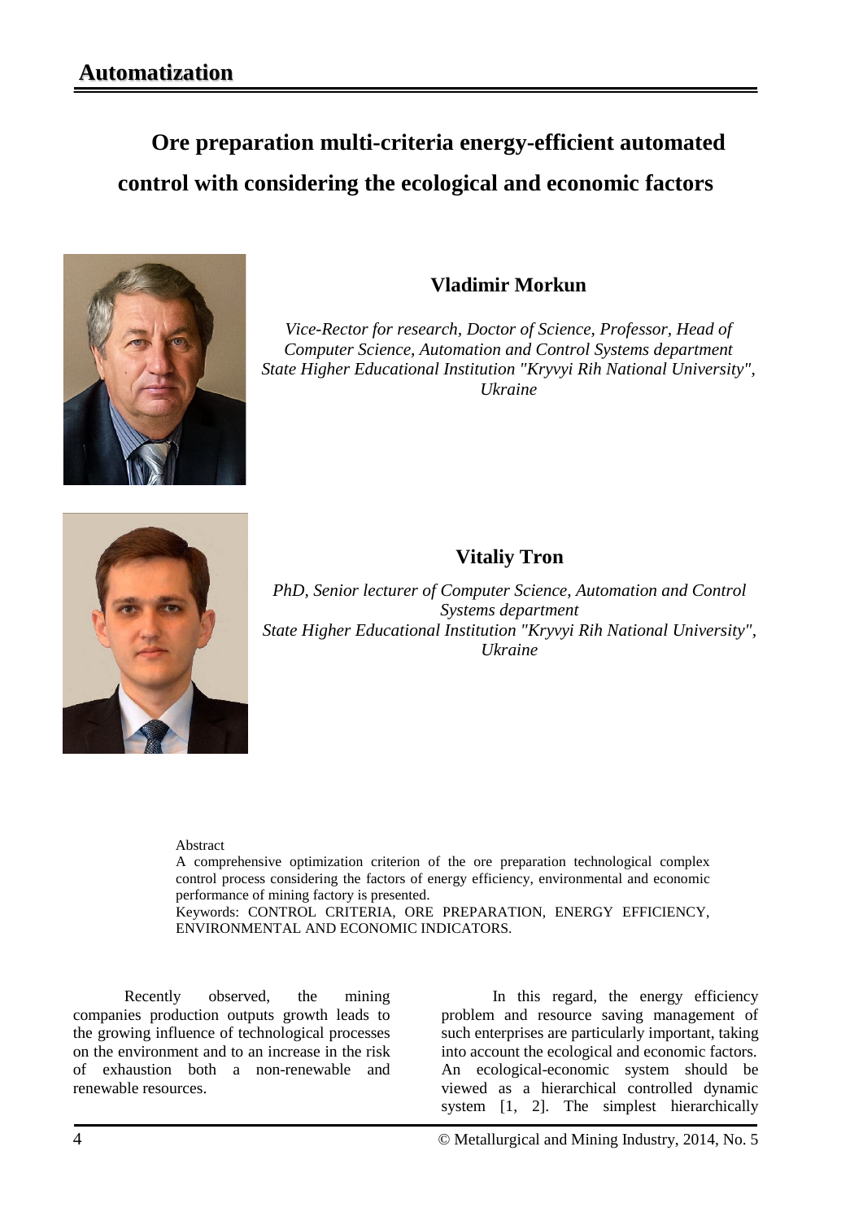## Automatization

# Ore preparation multi-criteria energy-efficient automated control with considering the ecological and economic factors

### Vladimir Morkun

*Vice-Rector for research, Doctor of Science, Professor, Head of Computer Science, Automation and Control Systems department State Higher Educational Institution "Kryvyi Rih National University", Ukraine*

### Vitaliy Tron

*PhD, Senior lecturer of Computer Science, Automation and Control Systems department State Higher Educational Institution "Kryvyi Rih National University", Ukraine*

Abstract

A comprehensive optimization criterion of the ore preparation technological complex control process considering the factors of energy efficiency, environmental and economic performance of mining factory is presented.

Keywords: CONTROL CRITERIA, ORE PREPARATION, ENERGY EFFICIENCY, ENVIRONMENTAL AND ECONOMIC INDICATORS.

Recently observed, the mining companies production outputs growth leads to the growing influence of technological processes on the environment and to an increase in the risk of exhaustion both a non-renewable and renewable resources.

In this regard, the energy efficiency problem and resource saving management of such enterprises are particularly important, taking into account the ecological and economic factors. An ecological-economic system should be viewed as a hierarchical controlled dynamic system [1, 2]. The simplest hierarchically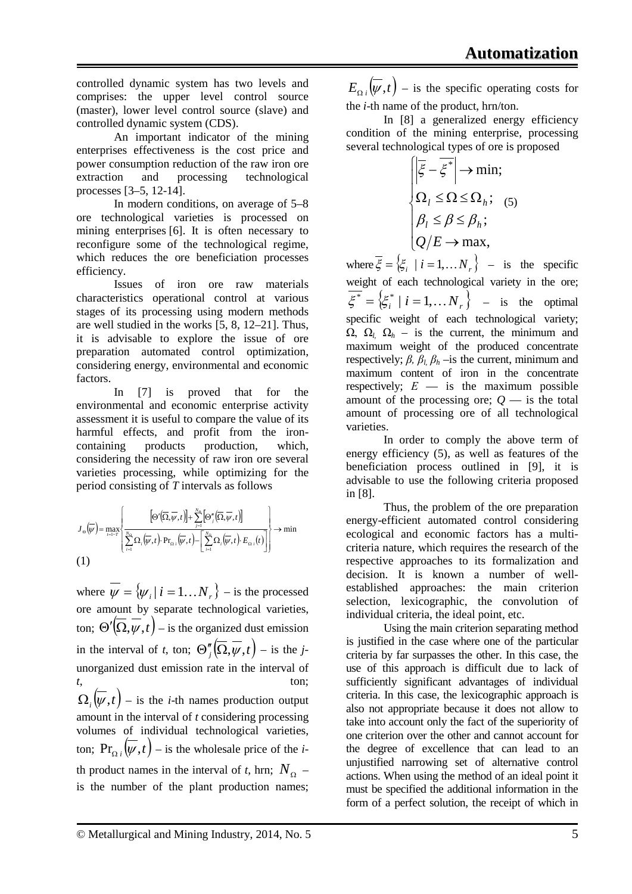controlled dynamic system has two levels and comprises: the upper level control source (master), lower level control source (slave) and controlled dynamic system (CDS).

An important indicator of the mining enterprises effectiveness is the cost price and power consumption reduction of the raw iron ore extraction and processing technological processes [3–5, 12-14].

In modern conditions, on average of 5–8 ore technological varieties is processed on mining enterprises [6]. It is often necessary to reconfigure some of the technological regime, which reduces the ore beneficiation processes efficiency.

Issues of iron ore raw materials characteristics operational control at various stages of its processing using modern methods are well studied in the works [5, 8, 12–21]. Thus, it is advisable to explore the issue of ore preparation automated control optimization, considering energy, environmental and economic factors.

In [7] is proved that for the environmental and economic enterprise activity assessment it is useful to compare the value of its harmful effects, and profit from the iron-containing products production, which, considering the necessity of raw iron ore several varieties processing, while optimizing for the period consisting of $T$ intervals as follows

$$J_{\Theta}(\overline{\psi}) = \max_{t=1-T}\left\{\frac{\left[\Theta'(\overline{\Omega},\overline{\psi},t)\right] + \sum_{j=1}^{N_{\Theta}}\left[\Theta''_j(\overline{\Omega},\overline{\psi},t)\right]}{\sum_{i=1}^{N_{\Omega}}\Omega_i(\overline{\psi},t)\cdot \Pr_{\Omega i}(\overline{\psi},t) - \left[\sum_{i=1}^{N_{\Omega}}\Omega_i(\overline{\psi},t)\cdot E_{\Omega i}(t)\right]}\right\} \to \min \quad (1)$$

where $\overline{\psi} = \{\psi_i \mid i = 1\ldots N_r\}$ – is the processed ore amount by separate technological varieties, ton; $\Theta'(\overline{\Omega},\overline{\psi},t)$ – is the organized dust emission in the interval of $t$, ton; $\Theta''_j(\overline{\Omega},\overline{\psi},t)$ – is the $j$-unorganized dust emission rate in the interval of $t$, ton; $\Omega_i(\overline{\psi},t)$ – is the $i$-th names production output amount in the interval of $t$ considering processing volumes of individual technological varieties, ton; $\Pr_{\Omega i}(\overline{\psi},t)$ – is the wholesale price of the $i$-th product names in the interval of $t$, hrn; $N_{\Omega}$ – is the number of the plant production names; $E_{\Omega i}(\overline{\psi},t)$ – is the specific operating costs for the $i$-th name of the product, hrn/ton.

In [8] a generalized energy efficiency condition of the mining enterprise, processing several technological types of ore is proposed

$$\begin{cases} \left|\overline{\xi} - \overline{\xi^*}\right| \to \min; \\ \Omega_l \le \Omega \le \Omega_h; \\ \beta_l \le \beta \le \beta_h; \\ Q/E \to \max, \end{cases} \quad (5)$$

where $\overline{\xi} = \{\xi_i \mid i = 1,\ldots N_r\}$ – is the specific weight of each technological variety in the ore; $\overline{\xi^*} = \{\xi_i^* \mid i = 1,\ldots N_r\}$ – is the optimal specific weight of each technological variety; $\Omega$, $\Omega_l$, $\Omega_h$ – is the current, the minimum and maximum weight of the produced concentrate respectively; $\beta$, $\beta_l$, $\beta_h$ –is the current, minimum and maximum content of iron in the concentrate respectively; $E$ — is the maximum possible amount of the processing ore; $Q$ — is the total amount of processing ore of all technological varieties.

In order to comply the above term of energy efficiency (5), as well as features of the beneficiation process outlined in [9], it is advisable to use the following criteria proposed in [8].

Thus, the problem of the ore preparation energy-efficient automated control considering ecological and economic factors has a multi-criteria nature, which requires the research of the respective approaches to its formalization and decision. It is known a number of well-established approaches: the main criterion selection, lexicographic, the convolution of individual criteria, the ideal point, etc.

Using the main criterion separating method is justified in the case where one of the particular criteria by far surpasses the other. In this case, the use of this approach is difficult due to lack of sufficiently significant advantages of individual criteria. In this case, the lexicographic approach is also not appropriate because it does not allow to take into account only the fact of the superiority of one criterion over the other and cannot account for the degree of excellence that can lead to an unjustified narrowing set of alternative control actions. When using the method of an ideal point it must be specified the additional information in the form of a perfect solution, the receipt of which in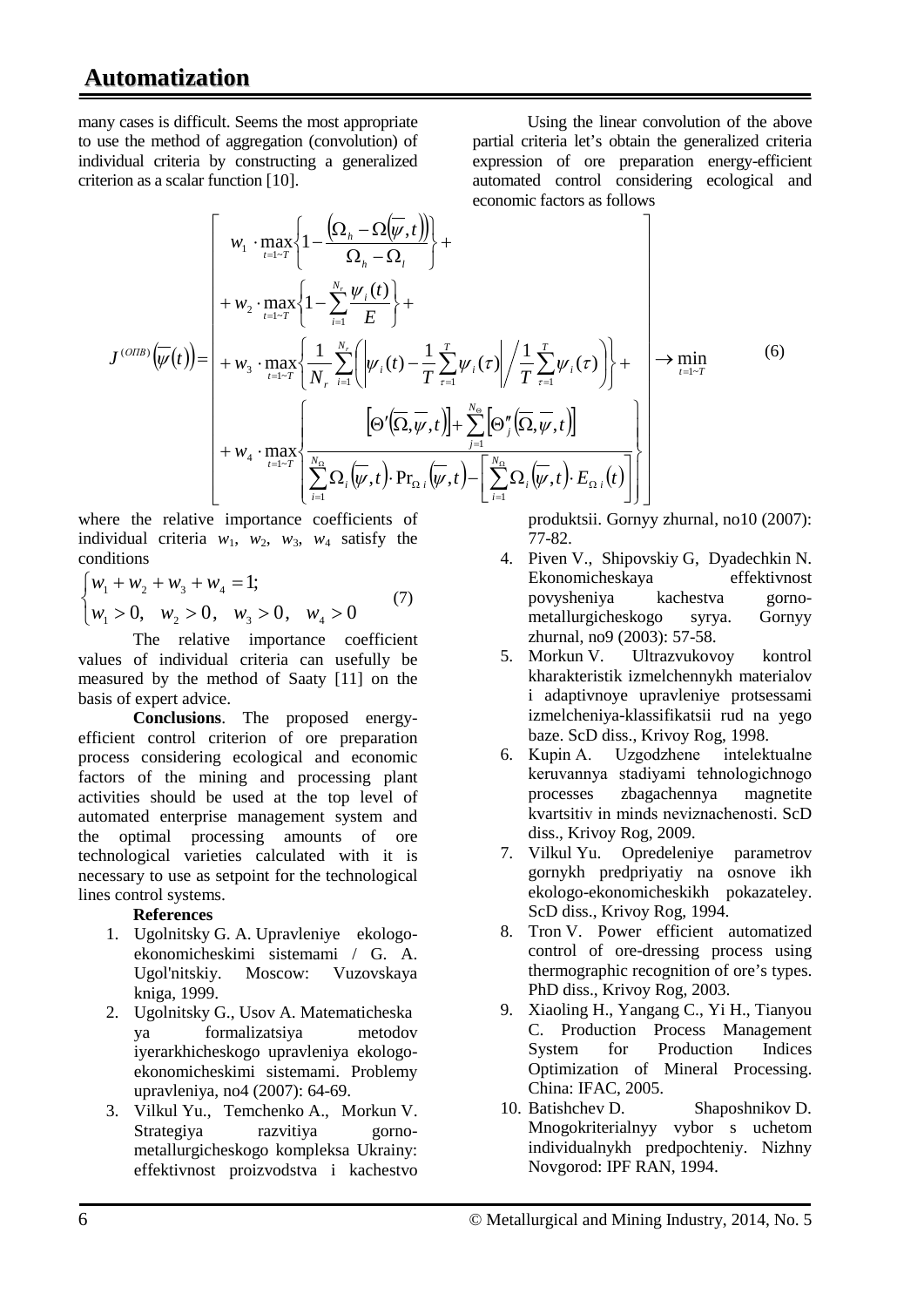many cases is difficult. Seems the most appropriate to use the method of aggregation (convolution) of individual criteria by constructing a generalized criterion as a scalar function [10].

Using the linear convolution of the above partial criteria let's obtain the generalized criteria expression of ore preparation energy-efficient automated control considering ecological and economic factors as follows

$$J^{(ОПВ)}\left(\overline{\psi}(t)\right)=\left[\begin{array}{l} w_1 \cdot \max\limits_{t=1\sim T}\left\{1-\dfrac{\left(\Omega_h-\Omega\left(\overline{\psi},t\right)\right)}{\Omega_h-\Omega_l}\right\}+ \\ +w_2 \cdot \max\limits_{t=1\sim T}\left\{1-\sum\limits_{i=1}^{N_r}\dfrac{\psi_i(t)}{E}\right\}+ \\ +w_3 \cdot \max\limits_{t=1\sim T}\left\{\dfrac{1}{N_r}\sum\limits_{i=1}^{N_r}\left(\left|\psi_i(t)-\dfrac{1}{T}\sum\limits_{\tau=1}^{T}\psi_i(\tau)\right|\Big/\dfrac{1}{T}\sum\limits_{\tau=1}^{T}\psi_i(\tau)\right)\right\}+ \\ +w_4 \cdot \max\limits_{t=1\sim T}\left\{\dfrac{\left[\Theta'\left(\overline{\Omega},\overline{\psi},t\right)\right]+\sum\limits_{j=1}^{N_\Theta}\left[\Theta''_j\left(\overline{\Omega},\overline{\psi},t\right)\right]}{\sum\limits_{i=1}^{N_\Omega}\Omega_i\left(\overline{\psi},t\right)\cdot \Pr_{\Omega\, i}\left(\overline{\psi},t\right)-\left[\sum\limits_{i=1}^{N_\Omega}\Omega_i\left(\overline{\psi},t\right)\cdot E_{\Omega\, i}(t)\right]}\right\} \end{array}\right]\rightarrow \min_{t=1\sim T} \quad (6)$$

where the relative importance coefficients of individual criteria $w_1$, $w_2$, $w_3$, $w_4$ satisfy the conditions

$$\begin{cases} w_1+w_2+w_3+w_4=1; \\ w_1>0,\quad w_2>0,\quad w_3>0,\quad w_4>0 \end{cases} \quad (7)$$

The relative importance coefficient values of individual criteria can usefully be measured by the method of Saaty [11] on the basis of expert advice.

**Conclusions**. The proposed energy-efficient control criterion of ore preparation process considering ecological and economic factors of the mining and processing plant activities should be used at the top level of automated enterprise management system and the optimal processing amounts of ore technological varieties calculated with it is necessary to use as setpoint for the technological lines control systems.

**References**

1. Ugolnitsky G. A. Upravleniye ekologo-ekonomicheskimi sistemami / G. A. Ugol'nitskiy. Moscow: Vuzovskaya kniga, 1999.
2. Ugolnitsky G., Usov A. Matematicheskaya formalizatsiya metodov iyerarkhicheskogo upravleniya ekologo-ekonomicheskimi sistemami. Problemy upravleniya, no4 (2007): 64-69.
3. Vilkul Yu., Temchenko A., Morkun V. Strategiya razvitiya gorno-metallurgicheskogo kompleksa Ukrainy: effektivnost proizvodstva i kachestvo produktsii. Gornyy zhurnal, no10 (2007): 77-82.
4. Piven V., Shipovskiy G, Dyadechkin N. Ekonomicheskaya effektivnost povysheniya kachestva gorno-metallurgicheskogo syrya. Gornyy zhurnal, no9 (2003): 57-58.
5. Morkun V. Ultrazvukovoy kontrol kharakteristik izmelchennykh materialov i adaptivnoye upravleniye protsessami izmelcheniya-klassifikatsii rud na yego baze. ScD diss., Krivoy Rog, 1998.
6. Kupin A. Uzgodzhene intelektualne keruvannya stadiyami tehnologichnogo processes zbagachennya magnetite kvartsitiv in minds neviznachenosti. ScD diss., Krivoy Rog, 2009.
7. Vilkul Yu. Opredeleniye parametrov gornykh predpriyatiy na osnove ikh ekologo-ekonomicheskikh pokazateley. ScD diss., Krivoy Rog, 1994.
8. Tron V. Power efficient automatized control of ore-dressing process using thermographic recognition of ore's types. PhD diss., Krivoy Rog, 2003.
9. Xiaoling H., Yangang C., Yi H., Tianyou C. Production Process Management System for Production Indices Optimization of Mineral Processing. China: IFAC, 2005.
10. Batishchev D. Shaposhnikov D. Mnogokriterialnyy vybor s uchetom individualnykh predpochteniy. Nizhny Novgorod: IPF RAN, 1994.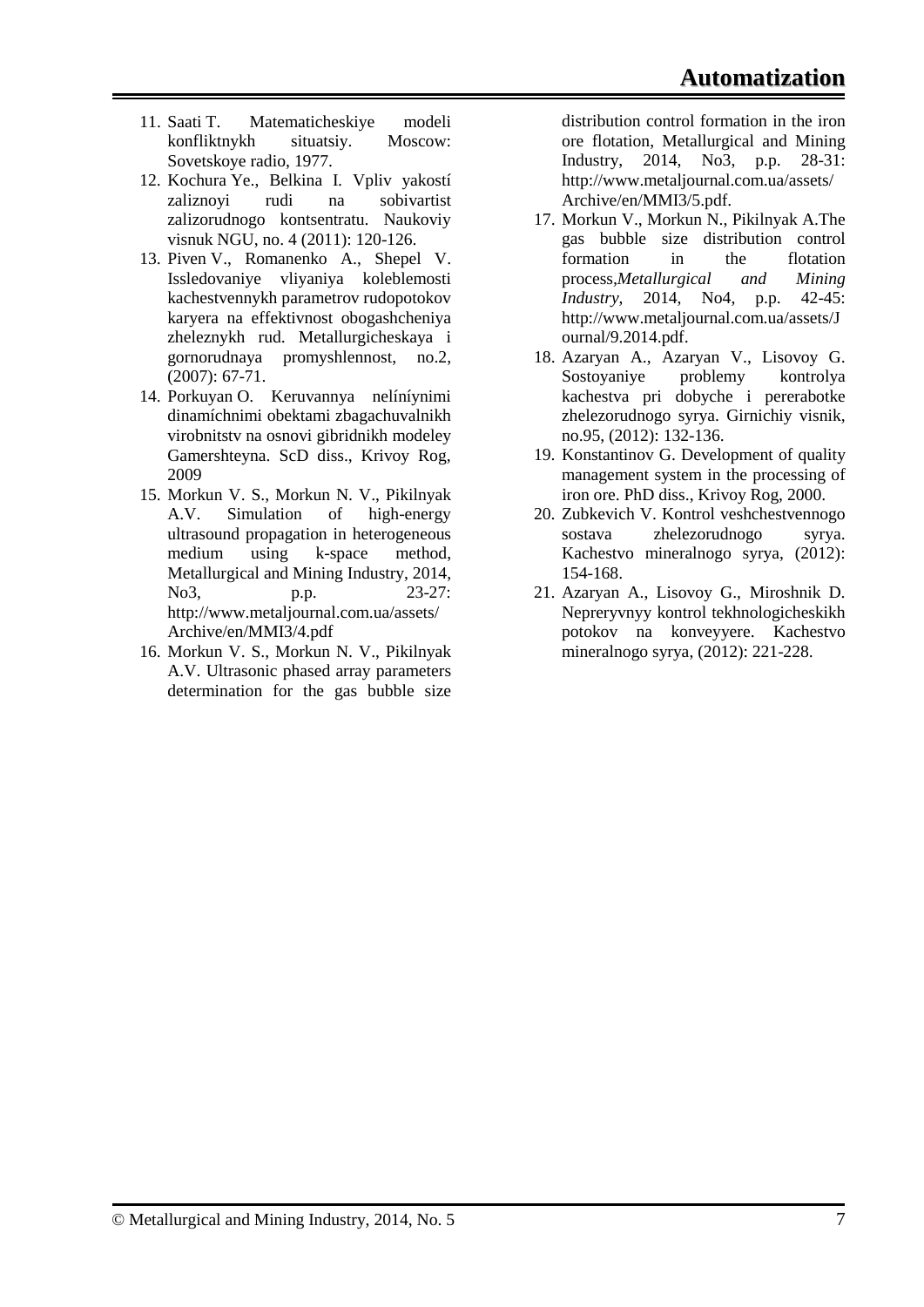11. Saati T. Matematicheskiye modeli konfliktnykh situatsiy. Moscow: Sovetskoye radio, 1977.
12. Kochura Ye., Belkina I. Vpliv yakostí zaliznoyi rudi na sobivartist zalizorudnogo kontsentratu. Naukoviy visnuk NGU, no. 4 (2011): 120-126.
13. Piven V., Romanenko A., Shepel V. Issledovaniye vliyaniya koleblemosti kachestvennykh parametrov rudopotokov karyera na effektivnost obogashcheniya zheleznykh rud. Metallurgicheskaya i gornorudnaya promyshlennost, no.2, (2007): 67-71.
14. Porkuyan O. Keruvannya nelíníynimi dinamíchnimi obektami zbagachuvalnikh virobnitstv na osnovi gibridnikh modeley Gamershteyna. ScD diss., Krivoy Rog, 2009
15. Morkun V. S., Morkun N. V., Pikilnyak A.V. Simulation of high-energy ultrasound propagation in heterogeneous medium using k-space method, Metallurgical and Mining Industry, 2014, No3, p.p. 23-27: http://www.metaljournal.com.ua/assets/Archive/en/MMI3/4.pdf
16. Morkun V. S., Morkun N. V., Pikilnyak A.V. Ultrasonic phased array parameters determination for the gas bubble size distribution control formation in the iron ore flotation, Metallurgical and Mining Industry, 2014, No3, p.p. 28-31: http://www.metaljournal.com.ua/assets/Archive/en/MMI3/5.pdf.
17. Morkun V., Morkun N., Pikilnyak A.The gas bubble size distribution control formation in the flotation process,*Metallurgical and Mining Industry*, 2014, No4, p.p. 42-45: http://www.metaljournal.com.ua/assets/Journal/9.2014.pdf.
18. Azaryan A., Azaryan V., Lisovoy G. Sostoyaniye problemy kontrolya kachestva pri dobyche i pererabotke zhelezorudnogo syrya. Girnichiy visnik, no.95, (2012): 132-136.
19. Konstantinov G. Development of quality management system in the processing of iron ore. PhD diss., Krivoy Rog, 2000.
20. Zubkevich V. Kontrol veshchestvennogo sostava zhelezorudnogo syrya. Kachestvo mineralnogo syrya, (2012): 154-168.
21. Azaryan A., Lisovoy G., Miroshnik D. Nepreryvnyy kontrol tekhnologicheskikh potokov na konveyyere. Kachestvo mineralnogo syrya, (2012): 221-228.